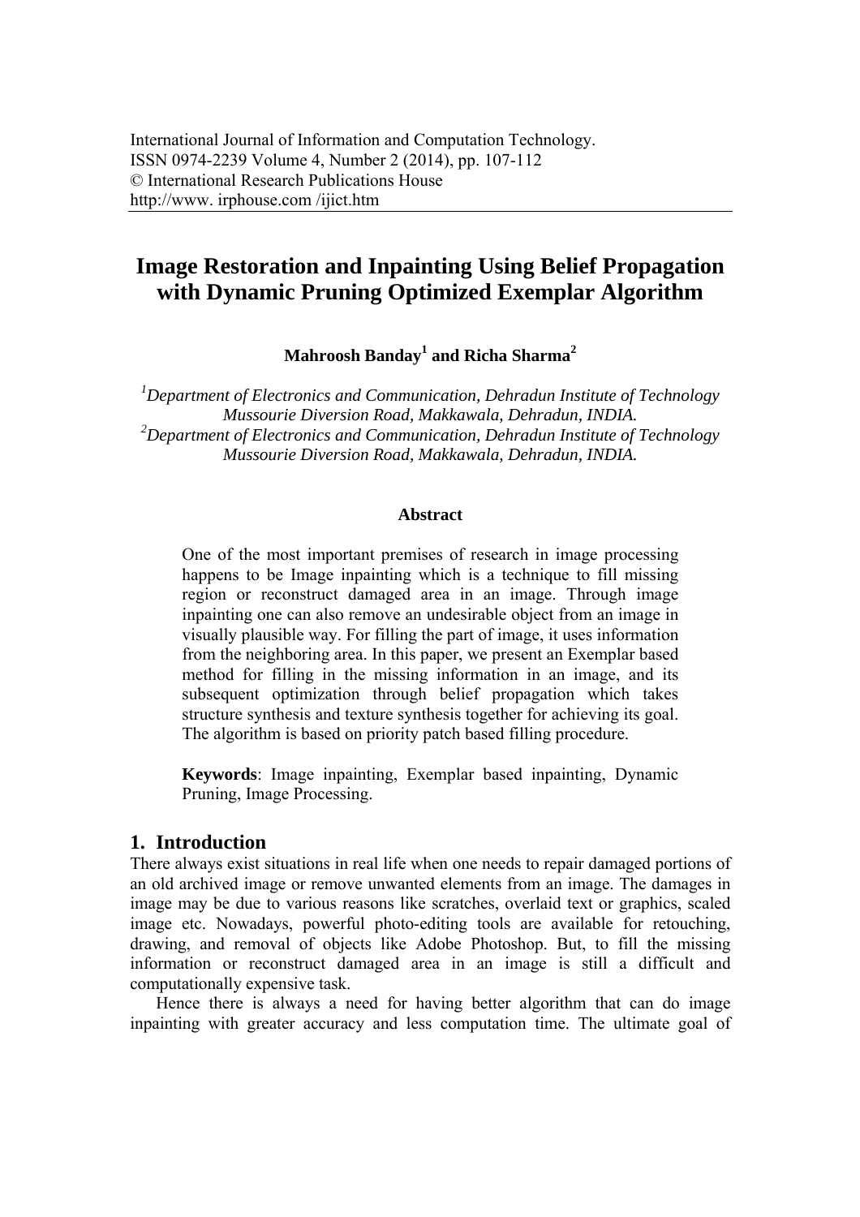# Image Restoration and Inpainting Using Belief Propagation with Dynamic Pruning Optimized Exemplar Algorithm

**Mahroosh Banday[1] and Richa Sharma[2]**

*[1]Department of Electronics and Communication, Dehradun Institute of Technology Mussourie Diversion Road, Makkawala, Dehradun, INDIA.*
*[2]Department of Electronics and Communication, Dehradun Institute of Technology Mussourie Diversion Road, Makkawala, Dehradun, INDIA.*

### Abstract

One of the most important premises of research in image processing happens to be Image inpainting which is a technique to fill missing region or reconstruct damaged area in an image. Through image inpainting one can also remove an undesirable object from an image in visually plausible way. For filling the part of image, it uses information from the neighboring area. In this paper, we present an Exemplar based method for filling in the missing information in an image, and its subsequent optimization through belief propagation which takes structure synthesis and texture synthesis together for achieving its goal. The algorithm is based on priority patch based filling procedure.

**Keywords**: Image inpainting, Exemplar based inpainting, Dynamic Pruning, Image Processing.

## 1. Introduction

There always exist situations in real life when one needs to repair damaged portions of an old archived image or remove unwanted elements from an image. The damages in image may be due to various reasons like scratches, overlaid text or graphics, scaled image etc. Nowadays, powerful photo-editing tools are available for retouching, drawing, and removal of objects like Adobe Photoshop. But, to fill the missing information or reconstruct damaged area in an image is still a difficult and computationally expensive task.

Hence there is always a need for having better algorithm that can do image inpainting with greater accuracy and less computation time. The ultimate goal of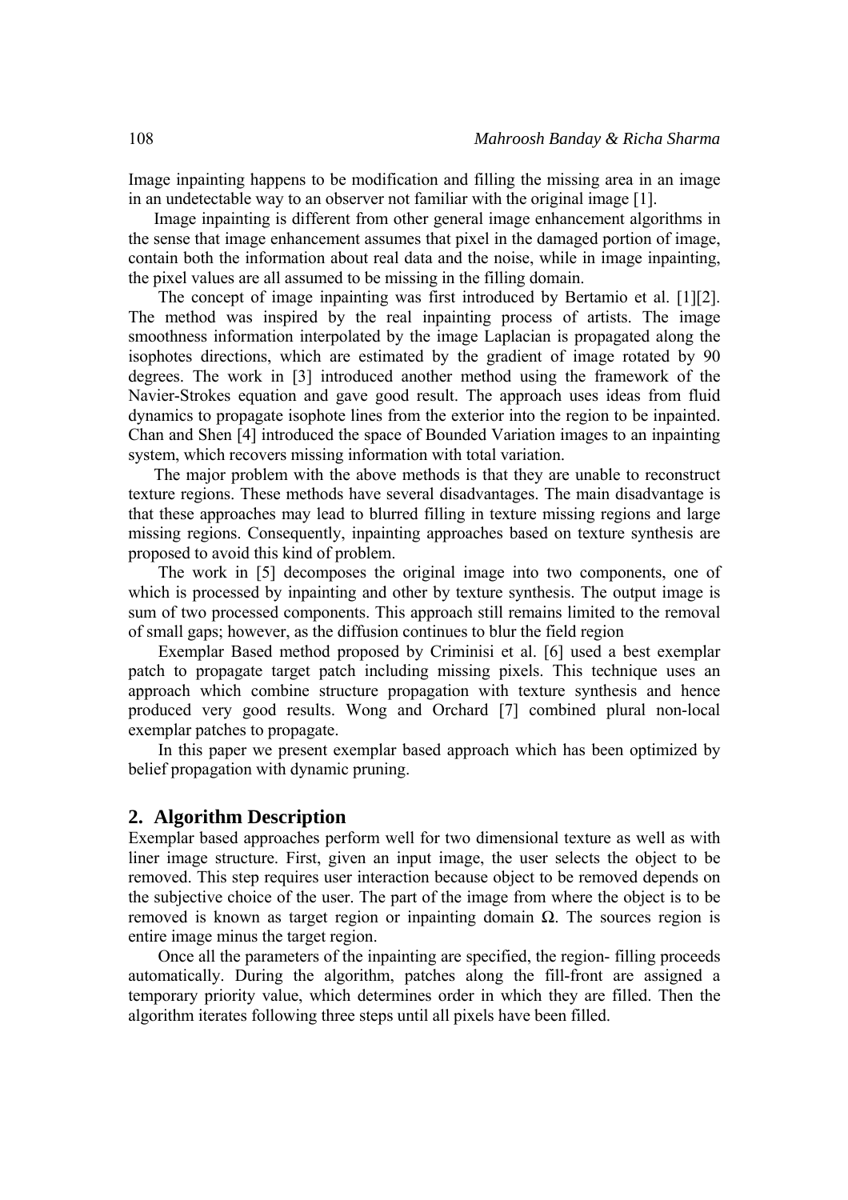Image inpainting happens to be modification and filling the missing area in an image in an undetectable way to an observer not familiar with the original image [1].

Image inpainting is different from other general image enhancement algorithms in the sense that image enhancement assumes that pixel in the damaged portion of image, contain both the information about real data and the noise, while in image inpainting, the pixel values are all assumed to be missing in the filling domain.

The concept of image inpainting was first introduced by Bertamio et al. [1][2]. The method was inspired by the real inpainting process of artists. The image smoothness information interpolated by the image Laplacian is propagated along the isophotes directions, which are estimated by the gradient of image rotated by 90 degrees. The work in [3] introduced another method using the framework of the Navier-Strokes equation and gave good result. The approach uses ideas from fluid dynamics to propagate isophote lines from the exterior into the region to be inpainted. Chan and Shen [4] introduced the space of Bounded Variation images to an inpainting system, which recovers missing information with total variation.

The major problem with the above methods is that they are unable to reconstruct texture regions. These methods have several disadvantages. The main disadvantage is that these approaches may lead to blurred filling in texture missing regions and large missing regions. Consequently, inpainting approaches based on texture synthesis are proposed to avoid this kind of problem.

The work in [5] decomposes the original image into two components, one of which is processed by inpainting and other by texture synthesis. The output image is sum of two processed components. This approach still remains limited to the removal of small gaps; however, as the diffusion continues to blur the field region

Exemplar Based method proposed by Criminisi et al. [6] used a best exemplar patch to propagate target patch including missing pixels. This technique uses an approach which combine structure propagation with texture synthesis and hence produced very good results. Wong and Orchard [7] combined plural non-local exemplar patches to propagate.

In this paper we present exemplar based approach which has been optimized by belief propagation with dynamic pruning.

## 2. Algorithm Description

Exemplar based approaches perform well for two dimensional texture as well as with liner image structure. First, given an input image, the user selects the object to be removed. This step requires user interaction because object to be removed depends on the subjective choice of the user. The part of the image from where the object is to be removed is known as target region or inpainting domain $\Omega$. The sources region is entire image minus the target region.

Once all the parameters of the inpainting are specified, the region- filling proceeds automatically. During the algorithm, patches along the fill-front are assigned a temporary priority value, which determines order in which they are filled. Then the algorithm iterates following three steps until all pixels have been filled.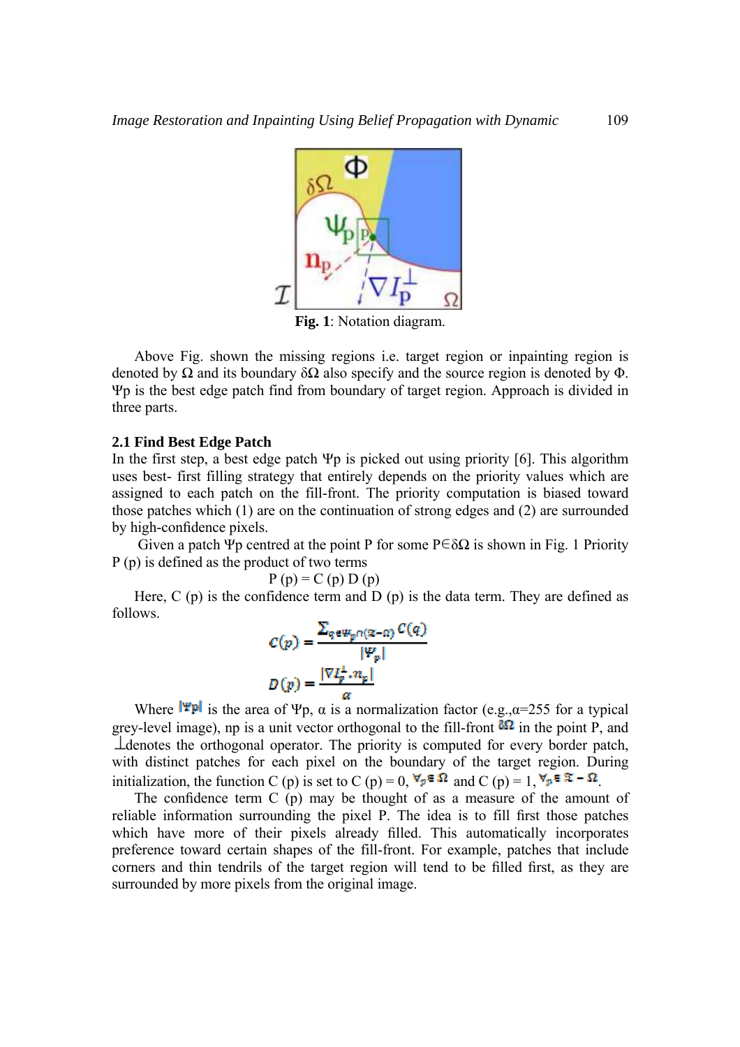Fig. 1: Notation diagram.

Above Fig. shown the missing regions i.e. target region or inpainting region is denoted by Ω and its boundary δΩ also specify and the source region is denoted by Φ. Ψp is the best edge patch find from boundary of target region. Approach is divided in three parts.

### 2.1 Find Best Edge Patch

In the first step, a best edge patch Ψp is picked out using priority [6]. This algorithm uses best- first filling strategy that entirely depends on the priority values which are assigned to each patch on the fill-front. The priority computation is biased toward those patches which (1) are on the continuation of strong edges and (2) are surrounded by high-confidence pixels.

Given a patch Ψp centred at the point P for some P∈δΩ is shown in Fig. 1 Priority P (p) is defined as the product of two terms

$$P(p) = C(p)\, D(p)$$

Here, C (p) is the confidence term and D (p) is the data term. They are defined as follows.

$$C(p) = \frac{\sum_{q \in \Psi_p \cap (\mathcal{I} - \Omega)} C(q)}{|\Psi_p|}$$

$$D(p) = \frac{|\nabla I_p^{\perp} \cdot n_p|}{\alpha}$$

Where $|\Psi p|$ is the area of Ψp, α is a normalization factor (e.g.,α=255 for a typical grey-level image), np is a unit vector orthogonal to the fill-front $\delta\Omega$ in the point P, and ⊥denotes the orthogonal operator. The priority is computed for every border patch, with distinct patches for each pixel on the boundary of the target region. During initialization, the function C (p) is set to C (p) = 0, $\forall p \in \Omega$ and C (p) = 1, $\forall p \in \mathcal{I} - \Omega$.

The confidence term C (p) may be thought of as a measure of the amount of reliable information surrounding the pixel P. The idea is to fill first those patches which have more of their pixels already filled. This automatically incorporates preference toward certain shapes of the fill-front. For example, patches that include corners and thin tendrils of the target region will tend to be filled first, as they are surrounded by more pixels from the original image.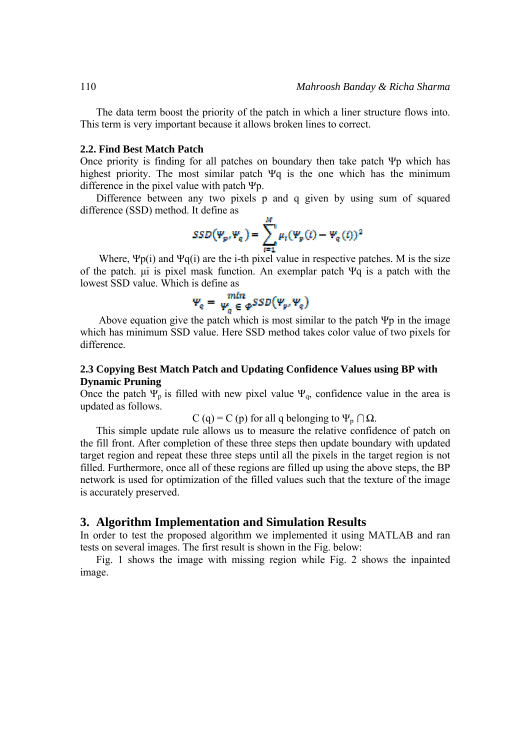The data term boost the priority of the patch in which a liner structure flows into. This term is very important because it allows broken lines to correct.

### 2.2. Find Best Match Patch

Once priority is finding for all patches on boundary then take patch $\Psi p$ which has highest priority. The most similar patch $\Psi q$ is the one which has the minimum difference in the pixel value with patch $\Psi p$.

Difference between any two pixels p and q given by using sum of squared difference (SSD) method. It define as

$$SSD(\Psi_p, \Psi_q) = \sum_{i=1}^{M} \mu_i (\Psi_p(i) - \Psi_q(i))^2$$

Where, $\Psi p(i)$ and $\Psi q(i)$ are the i-th pixel value in respective patches. M is the size of the patch. $\mu i$ is pixel mask function. An exemplar patch $\Psi q$ is a patch with the lowest SSD value. Which is define as

$$\Psi_q = \min_{\Psi_q \in \Phi} SSD(\Psi_p, \Psi_q)$$

Above equation give the patch which is most similar to the patch $\Psi p$ in the image which has minimum SSD value. Here SSD method takes color value of two pixels for difference.

### 2.3 Copying Best Match Patch and Updating Confidence Values using BP with Dynamic Pruning

Once the patch $\Psi_p$ is filled with new pixel value $\Psi_q$, confidence value in the area is updated as follows.

$$C(q) = C(p) \text{ for all } q \text{ belonging to } \Psi_p \cap \Omega.$$

This simple update rule allows us to measure the relative confidence of patch on the fill front. After completion of these three steps then update boundary with updated target region and repeat these three steps until all the pixels in the target region is not filled. Furthermore, once all of these regions are filled up using the above steps, the BP network is used for optimization of the filled values such that the texture of the image is accurately preserved.

## 3. Algorithm Implementation and Simulation Results

In order to test the proposed algorithm we implemented it using MATLAB and ran tests on several images. The first result is shown in the Fig. below:

Fig. 1 shows the image with missing region while Fig. 2 shows the inpainted image.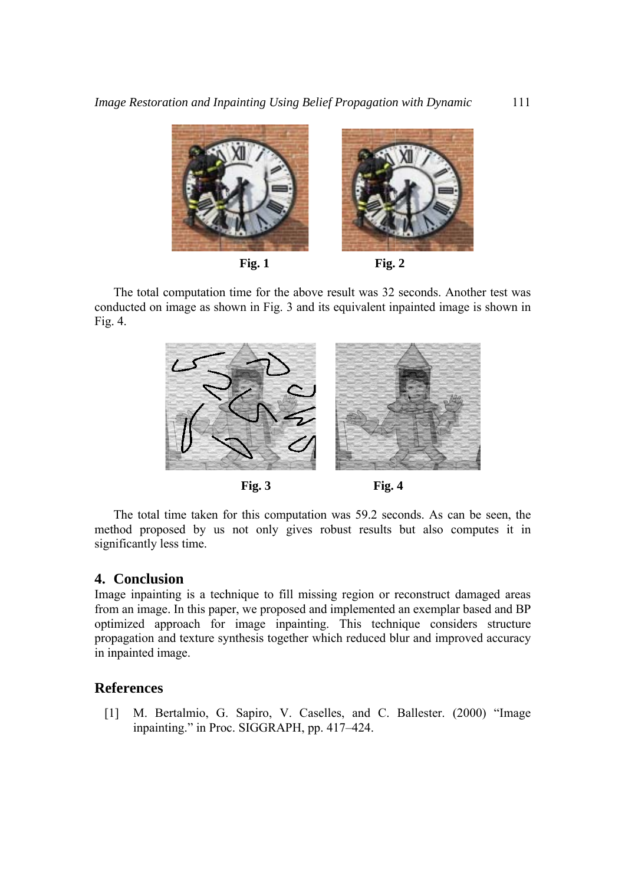Fig. 1

Fig. 2

The total computation time for the above result was 32 seconds. Another test was conducted on image as shown in Fig. 3 and its equivalent inpainted image is shown in Fig. 4.

Fig. 3

Fig. 4

The total time taken for this computation was 59.2 seconds. As can be seen, the method proposed by us not only gives robust results but also computes it in significantly less time.

## 4. Conclusion

Image inpainting is a technique to fill missing region or reconstruct damaged areas from an image. In this paper, we proposed and implemented an exemplar based and BP optimized approach for image inpainting. This technique considers structure propagation and texture synthesis together which reduced blur and improved accuracy in inpainted image.

## References

[1] M. Bertalmio, G. Sapiro, V. Caselles, and C. Ballester. (2000) "Image inpainting." in Proc. SIGGRAPH, pp. 417–424.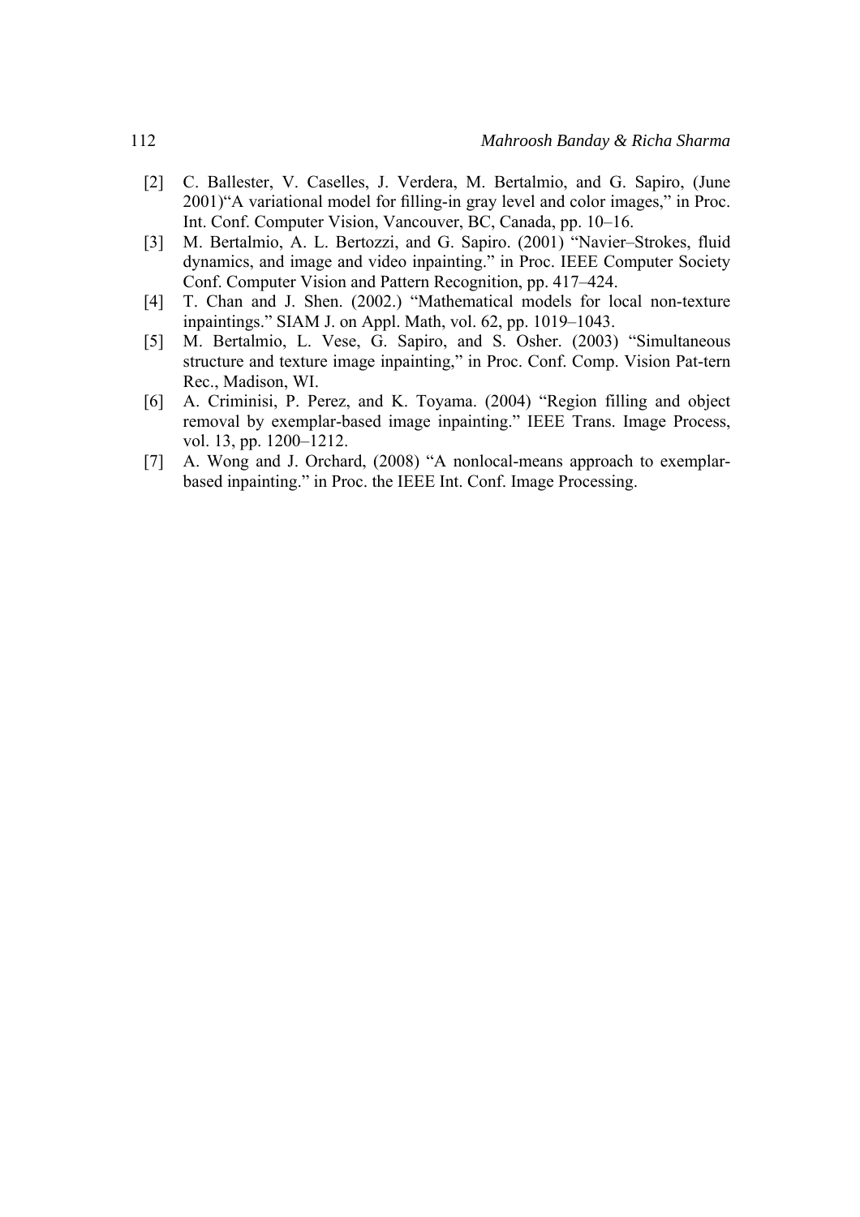[2] C. Ballester, V. Caselles, J. Verdera, M. Bertalmio, and G. Sapiro, (June 2001)"A variational model for filling-in gray level and color images," in Proc. Int. Conf. Computer Vision, Vancouver, BC, Canada, pp. 10–16.

[3] M. Bertalmio, A. L. Bertozzi, and G. Sapiro. (2001) "Navier–Strokes, fluid dynamics, and image and video inpainting." in Proc. IEEE Computer Society Conf. Computer Vision and Pattern Recognition, pp. 417–424.

[4] T. Chan and J. Shen. (2002.) "Mathematical models for local non-texture inpaintings." SIAM J. on Appl. Math, vol. 62, pp. 1019–1043.

[5] M. Bertalmio, L. Vese, G. Sapiro, and S. Osher. (2003) "Simultaneous structure and texture image inpainting," in Proc. Conf. Comp. Vision Pat-tern Rec., Madison, WI.

[6] A. Criminisi, P. Perez, and K. Toyama. (2004) "Region filling and object removal by exemplar-based image inpainting." IEEE Trans. Image Process, vol. 13, pp. 1200–1212.

[7] A. Wong and J. Orchard, (2008) "A nonlocal-means approach to exemplar-based inpainting." in Proc. the IEEE Int. Conf. Image Processing.